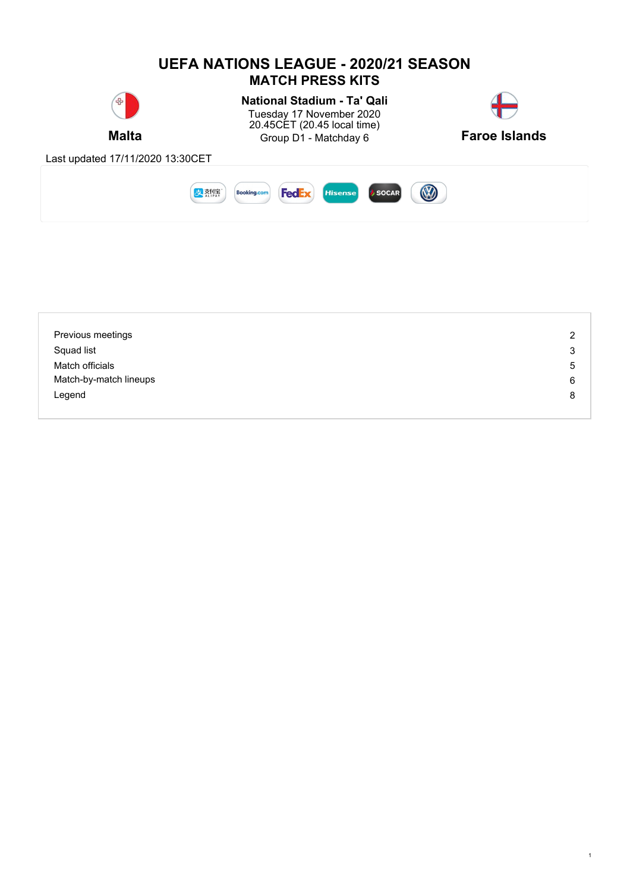# UEFA NATIONS LEAGUE - 2020/21 SEASON

## MATCH PRESS KITS

**Malta** vs **Faroe Islands**

**National Stadium - Ta' Qali**
Tuesday 17 November 2020
20.45CET (20.45 local time)
Group D1 - Matchday 6

Last updated 17/11/2020 13:30CET

| | |
|---|---|
| Previous meetings | 2 |
| Squad list | 3 |
| Match officials | 5 |
| Match-by-match lineups | 6 |
| Legend | 8 |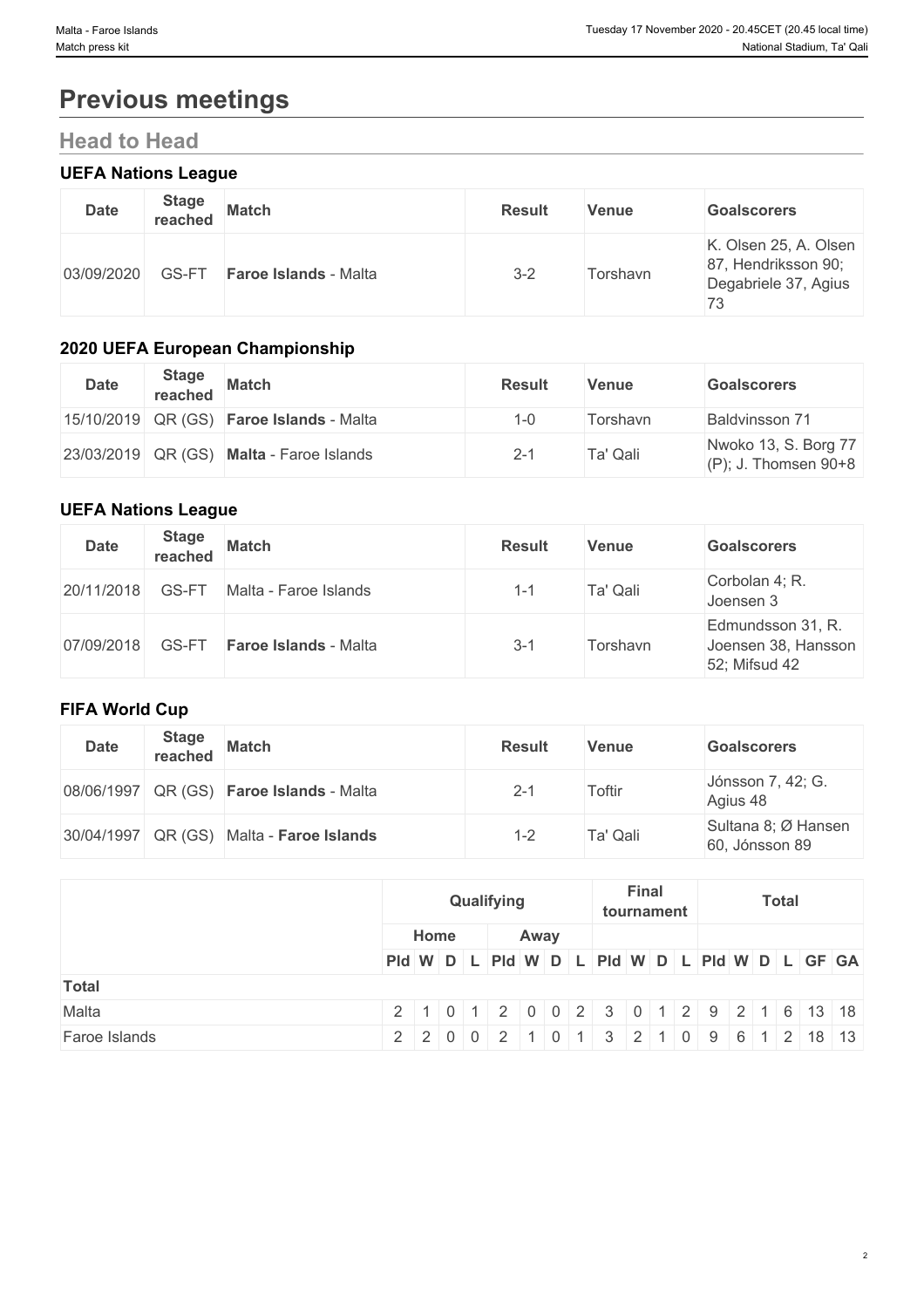# Previous meetings

## Head to Head

### UEFA Nations League

| Date | Stage reached | Match | Result | Venue | Goalscorers |
|---|---|---|---|---|---|
| 03/09/2020 | GS-FT | **Faroe Islands** - Malta | 3-2 | Torshavn | K. Olsen 25, A. Olsen 87, Hendriksson 90; Degabriele 37, Agius 73 |

### 2020 UEFA European Championship

| Date | Stage reached | Match | Result | Venue | Goalscorers |
|---|---|---|---|---|---|
| 15/10/2019 | QR (GS) | **Faroe Islands** - Malta | 1-0 | Torshavn | Baldvinsson 71 |
| 23/03/2019 | QR (GS) | **Malta** - Faroe Islands | 2-1 | Ta' Qali | Nwoko 13, S. Borg 77 (P); J. Thomsen 90+8 |

### UEFA Nations League

| Date | Stage reached | Match | Result | Venue | Goalscorers |
|---|---|---|---|---|---|
| 20/11/2018 | GS-FT | Malta - Faroe Islands | 1-1 | Ta' Qali | Corbolan 4; R. Joensen 3 |
| 07/09/2018 | GS-FT | **Faroe Islands** - Malta | 3-1 | Torshavn | Edmundsson 31, R. Joensen 38, Hansson 52; Mifsud 42 |

### FIFA World Cup

| Date | Stage reached | Match | Result | Venue | Goalscorers |
|---|---|---|---|---|---|
| 08/06/1997 | QR (GS) | **Faroe Islands** - Malta | 2-1 | Toftir | Jónsson 7, 42; G. Agius 48 |
| 30/04/1997 | QR (GS) | Malta - **Faroe Islands** | 1-2 | Ta' Qali | Sultana 8; Ø Hansen 60, Jónsson 89 |

| | Qualifying | | | | | | | | Final tournament | | | | Total | | | | | |
|---|---|---|---|---|---|---|---|---|---|---|---|---|---|---|---|---|---|---|
| | Home | | | | Away | | | | | | | | | | | | | |
| | Pld | W | D | L | Pld | W | D | L | Pld | W | D | L | Pld | W | D | L | GF | GA |
| **Total** | | | | | | | | | | | | | | | | | | |
| Malta | 2 | 1 | 0 | 1 | 2 | 0 | 0 | 2 | 3 | 0 | 1 | 2 | 9 | 2 | 1 | 6 | 13 | 18 |
| Faroe Islands | 2 | 2 | 0 | 0 | 2 | 1 | 0 | 1 | 3 | 2 | 1 | 0 | 9 | 6 | 1 | 2 | 18 | 13 |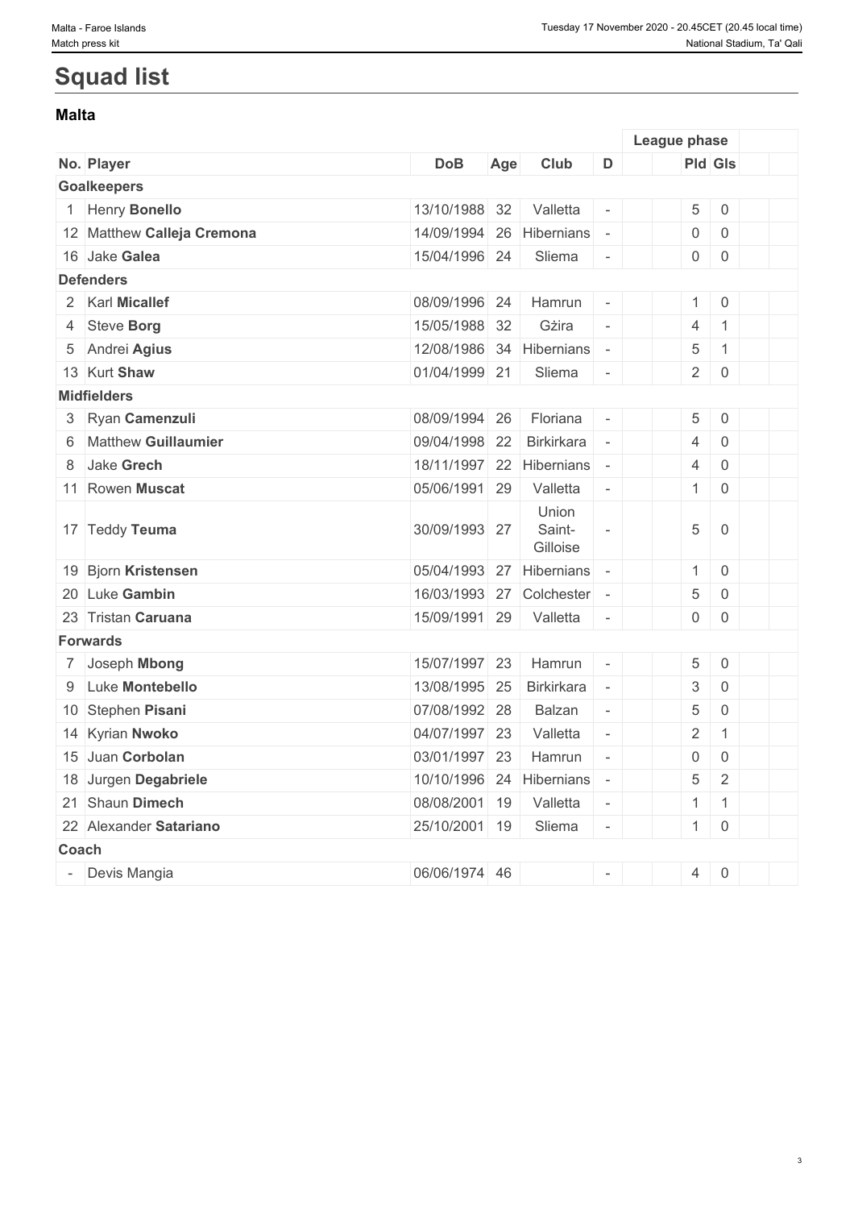# Squad list

## Malta

| No. | Player | DoB | Age | Club | D | | League phase | | | |
|---|---|---|---|---|---|---|---|---|---|---|
| | | | | | | | Pld | Gls | | |
| **Goalkeepers** | | | | | | | | | | |
| 1 | Henry **Bonello** | 13/10/1988 | 32 | Valletta | - | | 5 | 0 | | |
| 12 | Matthew **Calleja Cremona** | 14/09/1994 | 26 | Hibernians | - | | 0 | 0 | | |
| 16 | Jake **Galea** | 15/04/1996 | 24 | Sliema | - | | 0 | 0 | | |
| **Defenders** | | | | | | | | | | |
| 2 | Karl **Micallef** | 08/09/1996 | 24 | Hamrun | - | | 1 | 0 | | |
| 4 | Steve **Borg** | 15/05/1988 | 32 | Gżira | - | | 4 | 1 | | |
| 5 | Andrei **Agius** | 12/08/1986 | 34 | Hibernians | - | | 5 | 1 | | |
| 13 | Kurt **Shaw** | 01/04/1999 | 21 | Sliema | - | | 2 | 0 | | |
| **Midfielders** | | | | | | | | | | |
| 3 | Ryan **Camenzuli** | 08/09/1994 | 26 | Floriana | - | | 5 | 0 | | |
| 6 | Matthew **Guillaumier** | 09/04/1998 | 22 | Birkirkara | - | | 4 | 0 | | |
| 8 | Jake **Grech** | 18/11/1997 | 22 | Hibernians | - | | 4 | 0 | | |
| 11 | Rowen **Muscat** | 05/06/1991 | 29 | Valletta | - | | 1 | 0 | | |
| 17 | Teddy **Teuma** | 30/09/1993 | 27 | Union Saint-Gilloise | - | | 5 | 0 | | |
| 19 | Bjorn **Kristensen** | 05/04/1993 | 27 | Hibernians | - | | 1 | 0 | | |
| 20 | Luke **Gambin** | 16/03/1993 | 27 | Colchester | - | | 5 | 0 | | |
| 23 | Tristan **Caruana** | 15/09/1991 | 29 | Valletta | - | | 0 | 0 | | |
| **Forwards** | | | | | | | | | | |
| 7 | Joseph **Mbong** | 15/07/1997 | 23 | Hamrun | - | | 5 | 0 | | |
| 9 | Luke **Montebello** | 13/08/1995 | 25 | Birkirkara | - | | 3 | 0 | | |
| 10 | Stephen **Pisani** | 07/08/1992 | 28 | Balzan | - | | 5 | 0 | | |
| 14 | Kyrian **Nwoko** | 04/07/1997 | 23 | Valletta | - | | 2 | 1 | | |
| 15 | Juan **Corbolan** | 03/01/1997 | 23 | Hamrun | - | | 0 | 0 | | |
| 18 | Jurgen **Degabriele** | 10/10/1996 | 24 | Hibernians | - | | 5 | 2 | | |
| 21 | Shaun **Dimech** | 08/08/2001 | 19 | Valletta | - | | 1 | 1 | | |
| 22 | Alexander **Satariano** | 25/10/2001 | 19 | Sliema | - | | 1 | 0 | | |
| **Coach** | | | | | | | | | | |
| - | Devis Mangia | 06/06/1974 | 46 | | - | | 4 | 0 | | |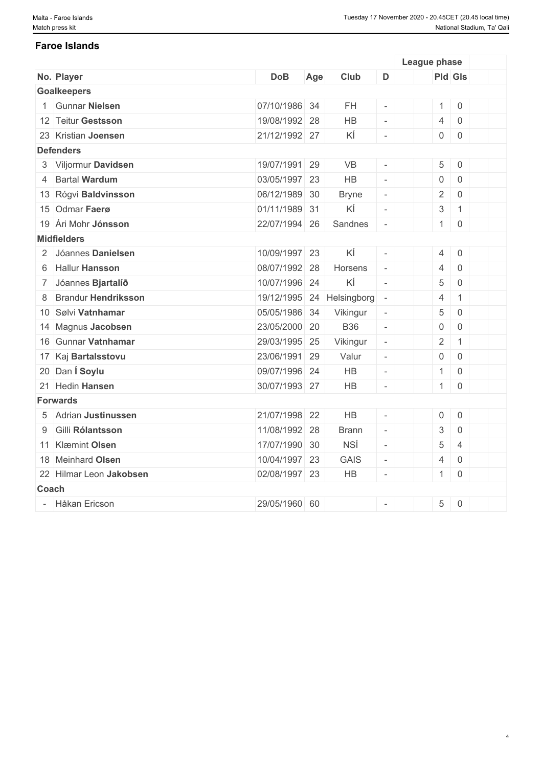## Faroe Islands

| No. | Player | DoB | Age | Club | D | | League phase | | | |
|---|---|---|---|---|---|---|---|---|---|---|
| | | | | | | | Pld | Gls | | |
| **Goalkeepers** | | | | | | | | | | |
| 1 | Gunnar **Nielsen** | 07/10/1986 | 34 | FH | - | | 1 | 0 | | |
| 12 | Teitur **Gestsson** | 19/08/1992 | 28 | HB | - | | 4 | 0 | | |
| 23 | Kristian **Joensen** | 21/12/1992 | 27 | KÍ | - | | 0 | 0 | | |
| **Defenders** | | | | | | | | | | |
| 3 | Viljormur **Davidsen** | 19/07/1991 | 29 | VB | - | | 5 | 0 | | |
| 4 | Bartal **Wardum** | 03/05/1997 | 23 | HB | - | | 0 | 0 | | |
| 13 | Rógvi **Baldvinsson** | 06/12/1989 | 30 | Bryne | - | | 2 | 0 | | |
| 15 | Odmar **Faerø** | 01/11/1989 | 31 | KÍ | - | | 3 | 1 | | |
| 19 | Ári Mohr **Jónsson** | 22/07/1994 | 26 | Sandnes | - | | 1 | 0 | | |
| **Midfielders** | | | | | | | | | | |
| 2 | Jóannes **Danielsen** | 10/09/1997 | 23 | KÍ | - | | 4 | 0 | | |
| 6 | Hallur **Hansson** | 08/07/1992 | 28 | Horsens | - | | 4 | 0 | | |
| 7 | Jóannes **Bjartalíð** | 10/07/1996 | 24 | KÍ | - | | 5 | 0 | | |
| 8 | Brandur **Hendriksson** | 19/12/1995 | 24 | Helsingborg | - | | 4 | 1 | | |
| 10 | Sølvi **Vatnhamar** | 05/05/1986 | 34 | Vikingur | - | | 5 | 0 | | |
| 14 | Magnus **Jacobsen** | 23/05/2000 | 20 | B36 | - | | 0 | 0 | | |
| 16 | Gunnar **Vatnhamar** | 29/03/1995 | 25 | Vikingur | - | | 2 | 1 | | |
| 17 | Kaj **Bartalsstovu** | 23/06/1991 | 29 | Valur | - | | 0 | 0 | | |
| 20 | Dan **Í Soylu** | 09/07/1996 | 24 | HB | - | | 1 | 0 | | |
| 21 | Hedin **Hansen** | 30/07/1993 | 27 | HB | - | | 1 | 0 | | |
| **Forwards** | | | | | | | | | | |
| 5 | Adrian **Justinussen** | 21/07/1998 | 22 | HB | - | | 0 | 0 | | |
| 9 | Gilli **Rólantsson** | 11/08/1992 | 28 | Brann | - | | 3 | 0 | | |
| 11 | Klæmint **Olsen** | 17/07/1990 | 30 | NSÍ | - | | 5 | 4 | | |
| 18 | Meinhard **Olsen** | 10/04/1997 | 23 | GAIS | - | | 4 | 0 | | |
| 22 | Hilmar Leon **Jakobsen** | 02/08/1997 | 23 | HB | - | | 1 | 0 | | |
| **Coach** | | | | | | | | | | |
| - | Håkan Ericson | 29/05/1960 | 60 | | - | | 5 | 0 | | |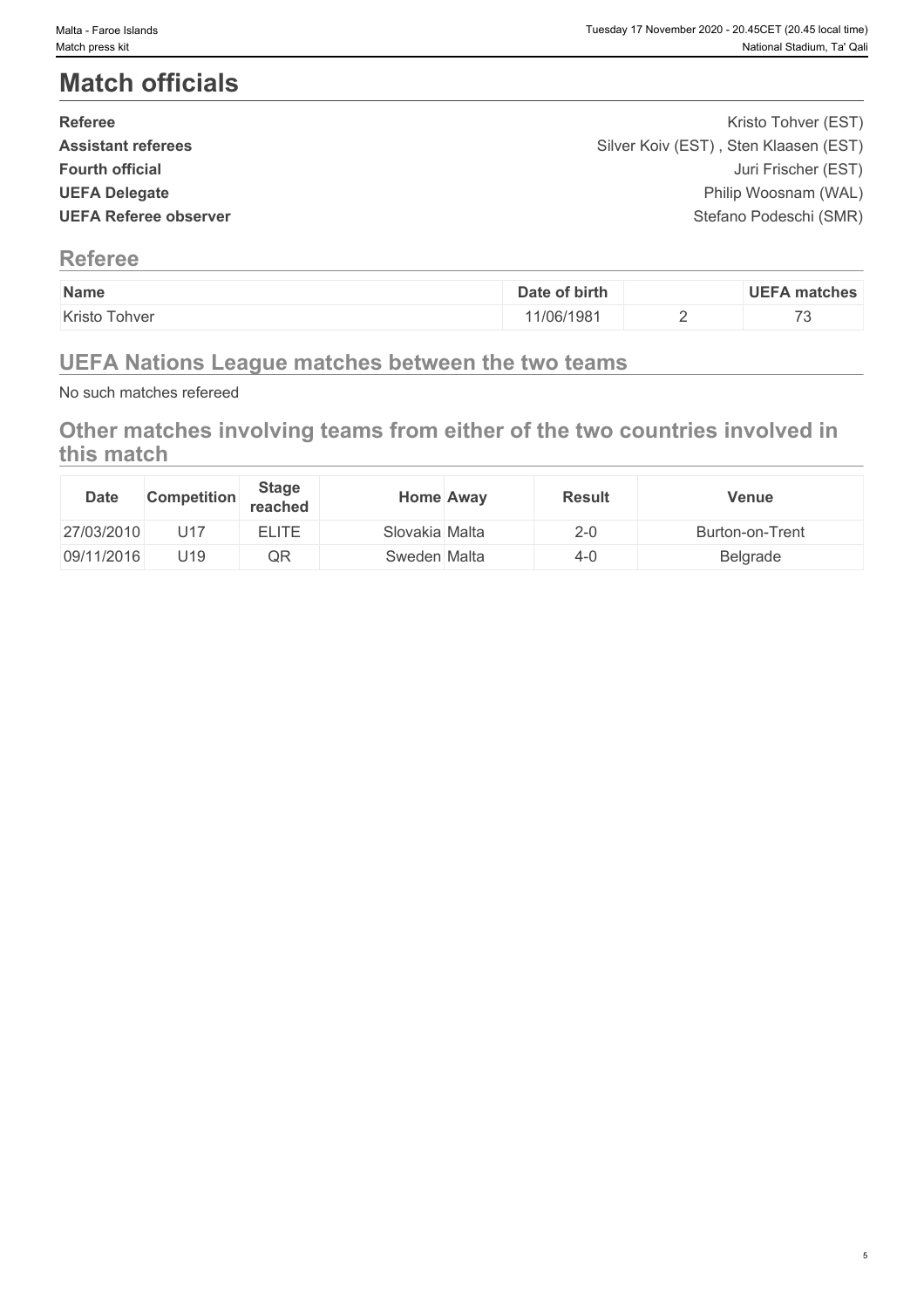# Match officials

| | |
|---|---|
| **Referee** | Kristo Tohver (EST) |
| **Assistant referees** | Silver Koiv (EST) , Sten Klaasen (EST) |
| **Fourth official** | Juri Frischer (EST) |
| **UEFA Delegate** | Philip Woosnam (WAL) |
| **UEFA Referee observer** | Stefano Podeschi (SMR) |

## Referee

| Name | Date of birth | | UEFA matches |
|---|---|---|---|
| Kristo Tohver | 11/06/1981 | 2 | 73 |

## UEFA Nations League matches between the two teams

No such matches refereed

## Other matches involving teams from either of the two countries involved in this match

| Date | Competition | Stage reached | Home | Away | Result | Venue |
|---|---|---|---|---|---|---|
| 27/03/2010 | U17 | ELITE | Slovakia | Malta | 2-0 | Burton-on-Trent |
| 09/11/2016 | U19 | QR | Sweden | Malta | 4-0 | Belgrade |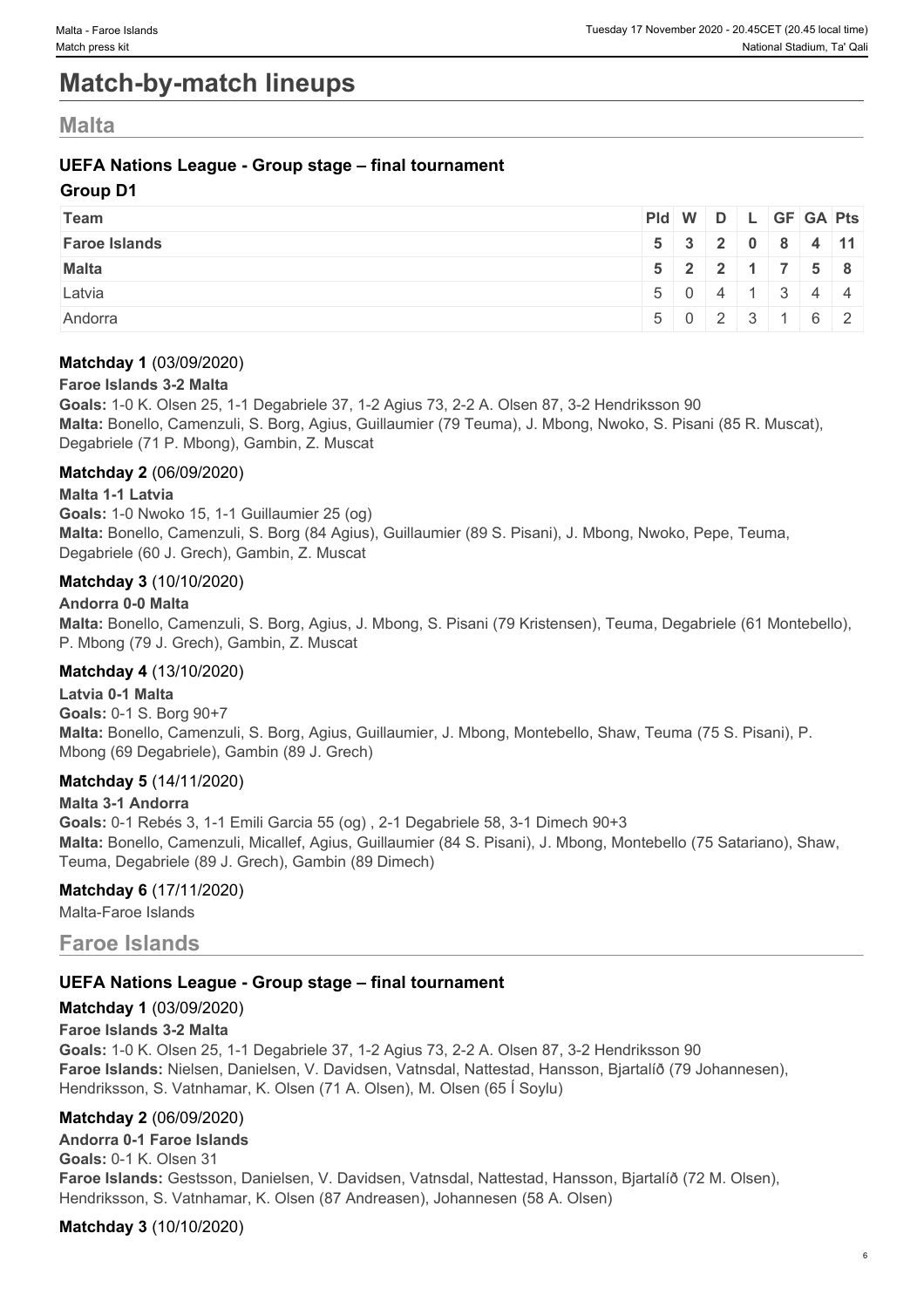# Match-by-match lineups

## Malta

### UEFA Nations League - Group stage – final tournament

#### Group D1

| Team | Pld | W | D | L | GF | GA | Pts |
|---|---|---|---|---|---|---|---|
| **Faroe Islands** | **5** | **3** | **2** | **0** | **8** | **4** | **11** |
| **Malta** | **5** | **2** | **2** | **1** | **7** | **5** | **8** |
| Latvia | 5 | 0 | 4 | 1 | 3 | 4 | 4 |
| Andorra | 5 | 0 | 2 | 3 | 1 | 6 | 2 |

**Matchday 1** (03/09/2020)

**Faroe Islands 3-2 Malta**

**Goals:** 1-0 K. Olsen 25, 1-1 Degabriele 37, 1-2 Agius 73, 2-2 A. Olsen 87, 3-2 Hendriksson 90

**Malta:** Bonello, Camenzuli, S. Borg, Agius, Guillaumier (79 Teuma), J. Mbong, Nwoko, S. Pisani (85 R. Muscat), Degabriele (71 P. Mbong), Gambin, Z. Muscat

**Matchday 2** (06/09/2020)

**Malta 1-1 Latvia**

**Goals:** 1-0 Nwoko 15, 1-1 Guillaumier 25 (og)

**Malta:** Bonello, Camenzuli, S. Borg (84 Agius), Guillaumier (89 S. Pisani), J. Mbong, Nwoko, Pepe, Teuma, Degabriele (60 J. Grech), Gambin, Z. Muscat

**Matchday 3** (10/10/2020)

**Andorra 0-0 Malta**

**Malta:** Bonello, Camenzuli, S. Borg, Agius, J. Mbong, S. Pisani (79 Kristensen), Teuma, Degabriele (61 Montebello), P. Mbong (79 J. Grech), Gambin, Z. Muscat

**Matchday 4** (13/10/2020)

**Latvia 0-1 Malta**

**Goals:** 0-1 S. Borg 90+7

**Malta:** Bonello, Camenzuli, S. Borg, Agius, Guillaumier, J. Mbong, Montebello, Shaw, Teuma (75 S. Pisani), P. Mbong (69 Degabriele), Gambin (89 J. Grech)

**Matchday 5** (14/11/2020)

**Malta 3-1 Andorra**

**Goals:** 0-1 Rebés 3, 1-1 Emili Garcia 55 (og) , 2-1 Degabriele 58, 3-1 Dimech 90+3

**Malta:** Bonello, Camenzuli, Micallef, Agius, Guillaumier (84 S. Pisani), J. Mbong, Montebello (75 Satariano), Shaw, Teuma, Degabriele (89 J. Grech), Gambin (89 Dimech)

**Matchday 6** (17/11/2020)

Malta-Faroe Islands

## Faroe Islands

### UEFA Nations League - Group stage – final tournament

**Matchday 1** (03/09/2020)

**Faroe Islands 3-2 Malta**

**Goals:** 1-0 K. Olsen 25, 1-1 Degabriele 37, 1-2 Agius 73, 2-2 A. Olsen 87, 3-2 Hendriksson 90

**Faroe Islands:** Nielsen, Danielsen, V. Davidsen, Vatnsdal, Nattestad, Hansson, Bjartalíð (79 Johannesen), Hendriksson, S. Vatnhamar, K. Olsen (71 A. Olsen), M. Olsen (65 Í Soylu)

**Matchday 2** (06/09/2020)

**Andorra 0-1 Faroe Islands**

**Goals:** 0-1 K. Olsen 31

**Faroe Islands:** Gestsson, Danielsen, V. Davidsen, Vatnsdal, Nattestad, Hansson, Bjartalíð (72 M. Olsen), Hendriksson, S. Vatnhamar, K. Olsen (87 Andreasen), Johannesen (58 A. Olsen)

**Matchday 3** (10/10/2020)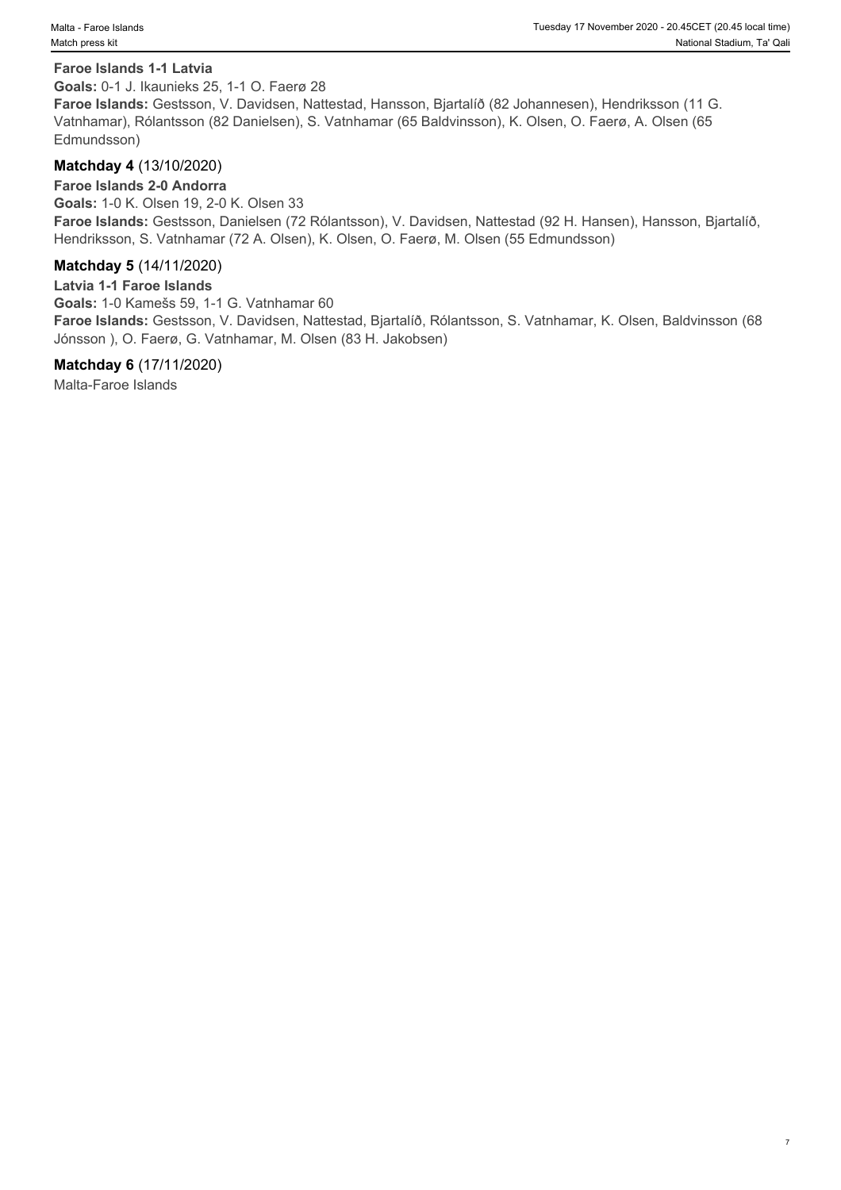**Faroe Islands 1-1 Latvia**

**Goals:** 0-1 J. Ikaunieks 25, 1-1 O. Faerø 28

**Faroe Islands:** Gestsson, V. Davidsen, Nattestad, Hansson, Bjartalíð (82 Johannesen), Hendriksson (11 G. Vatnhamar), Rólantsson (82 Danielsen), S. Vatnhamar (65 Baldvinsson), K. Olsen, O. Faerø, A. Olsen (65 Edmundsson)

### Matchday 4 (13/10/2020)

**Faroe Islands 2-0 Andorra**

**Goals:** 1-0 K. Olsen 19, 2-0 K. Olsen 33

**Faroe Islands:** Gestsson, Danielsen (72 Rólantsson), V. Davidsen, Nattestad (92 H. Hansen), Hansson, Bjartalíð, Hendriksson, S. Vatnhamar (72 A. Olsen), K. Olsen, O. Faerø, M. Olsen (55 Edmundsson)

### Matchday 5 (14/11/2020)

**Latvia 1-1 Faroe Islands**

**Goals:** 1-0 Kamešs 59, 1-1 G. Vatnhamar 60

**Faroe Islands:** Gestsson, V. Davidsen, Nattestad, Bjartalíð, Rólantsson, S. Vatnhamar, K. Olsen, Baldvinsson (68 Jónsson ), O. Faerø, G. Vatnhamar, M. Olsen (83 H. Jakobsen)

### Matchday 6 (17/11/2020)

Malta-Faroe Islands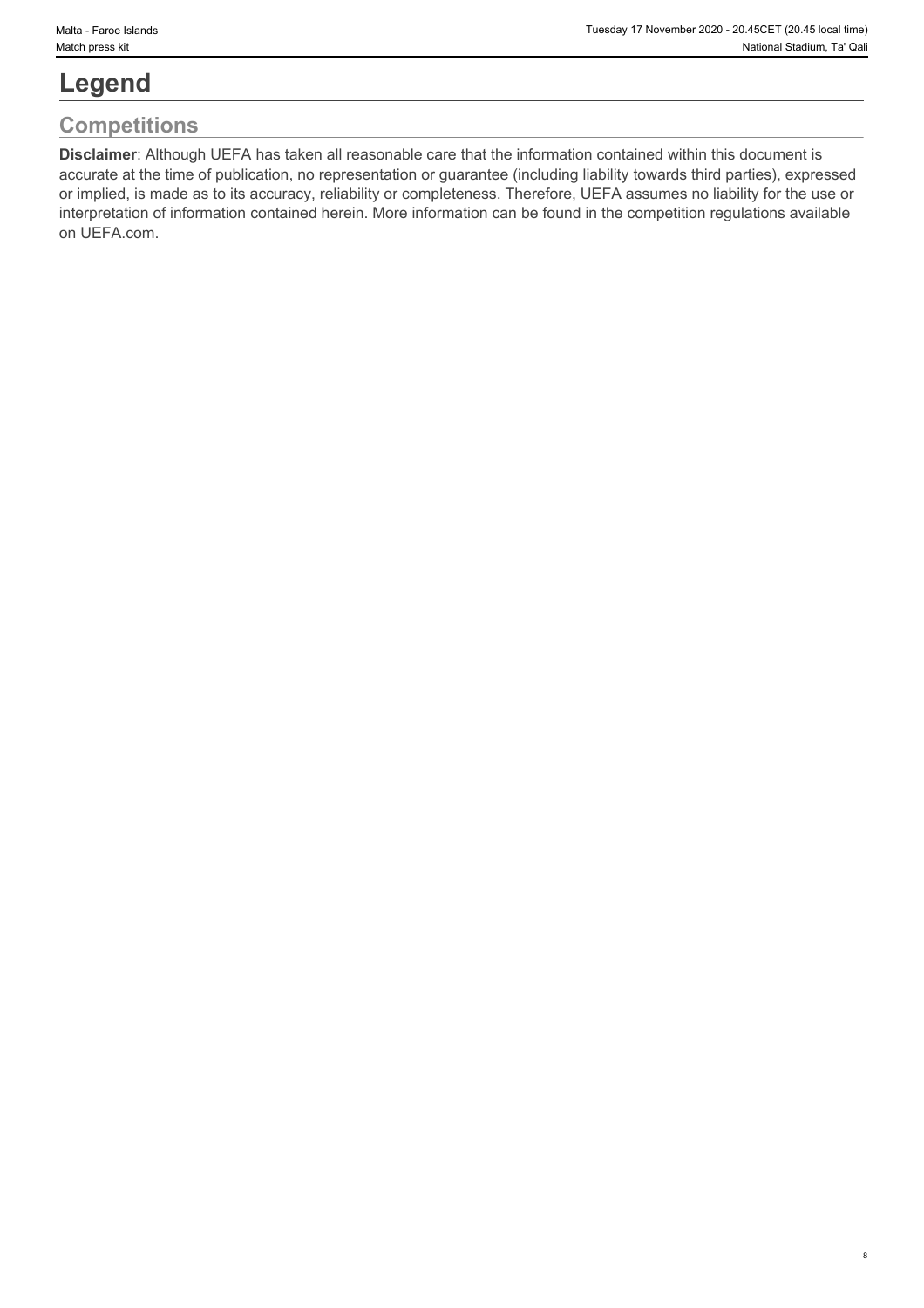# Legend

## Competitions

**Disclaimer**: Although UEFA has taken all reasonable care that the information contained within this document is accurate at the time of publication, no representation or guarantee (including liability towards third parties), expressed or implied, is made as to its accuracy, reliability or completeness. Therefore, UEFA assumes no liability for the use or interpretation of information contained herein. More information can be found in the competition regulations available on UEFA.com.